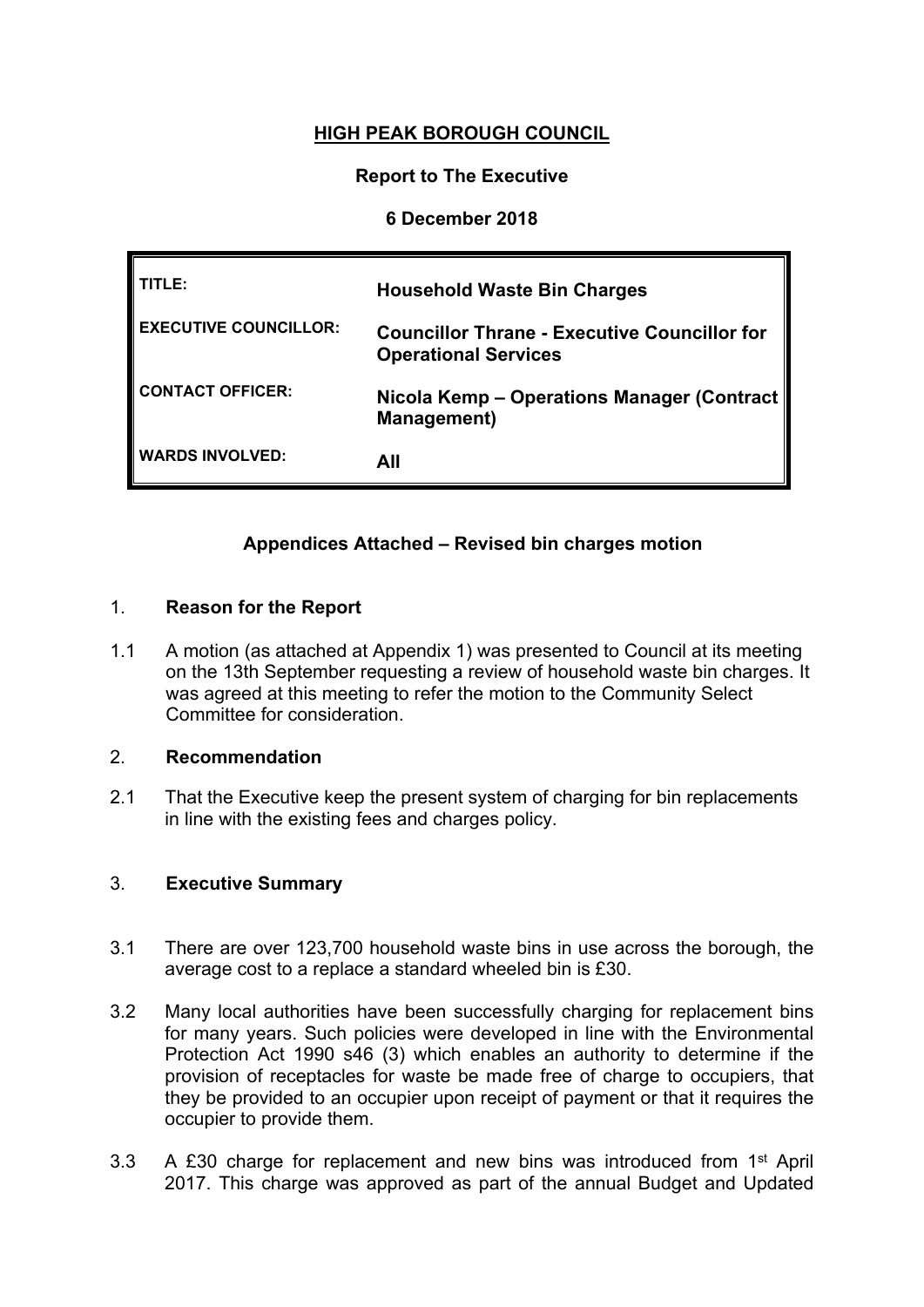**HIGH PEAK BOROUGH COUNCIL**

**Report to The Executive**

**6 December 2018**

| | |
|---|---|
| **TITLE:** | **Household Waste Bin Charges** |
| **EXECUTIVE COUNCILLOR:** | **Councillor Thrane - Executive Councillor for Operational Services** |
| **CONTACT OFFICER:** | **Nicola Kemp – Operations Manager (Contract Management)** |
| **WARDS INVOLVED:** | **All** |

**Appendices Attached – Revised bin charges motion**

## 1. Reason for the Report

1.1 A motion (as attached at Appendix 1) was presented to Council at its meeting on the 13th September requesting a review of household waste bin charges. It was agreed at this meeting to refer the motion to the Community Select Committee for consideration.

## 2. Recommendation

2.1 That the Executive keep the present system of charging for bin replacements in line with the existing fees and charges policy.

## 3. Executive Summary

3.1 There are over 123,700 household waste bins in use across the borough, the average cost to a replace a standard wheeled bin is £30.

3.2 Many local authorities have been successfully charging for replacement bins for many years. Such policies were developed in line with the Environmental Protection Act 1990 s46 (3) which enables an authority to determine if the provision of receptacles for waste be made free of charge to occupiers, that they be provided to an occupier upon receipt of payment or that it requires the occupier to provide them.

3.3 A £30 charge for replacement and new bins was introduced from 1st April 2017. This charge was approved as part of the annual Budget and Updated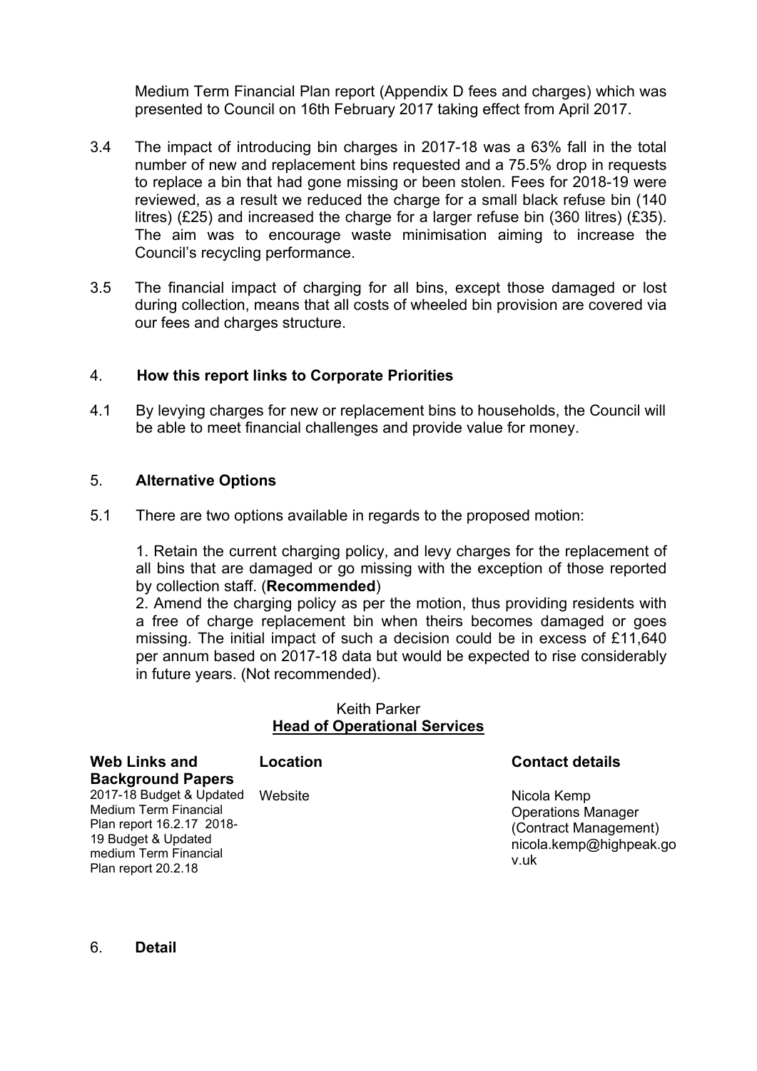Medium Term Financial Plan report (Appendix D fees and charges) which was presented to Council on 16th February 2017 taking effect from April 2017.

3.4 The impact of introducing bin charges in 2017-18 was a 63% fall in the total number of new and replacement bins requested and a 75.5% drop in requests to replace a bin that had gone missing or been stolen. Fees for 2018-19 were reviewed, as a result we reduced the charge for a small black refuse bin (140 litres) (£25) and increased the charge for a larger refuse bin (360 litres) (£35). The aim was to encourage waste minimisation aiming to increase the Council's recycling performance.

3.5 The financial impact of charging for all bins, except those damaged or lost during collection, means that all costs of wheeled bin provision are covered via our fees and charges structure.

## 4. How this report links to Corporate Priorities

4.1 By levying charges for new or replacement bins to households, the Council will be able to meet financial challenges and provide value for money.

## 5. Alternative Options

5.1 There are two options available in regards to the proposed motion:

1. Retain the current charging policy, and levy charges for the replacement of all bins that are damaged or go missing with the exception of those reported by collection staff. (**Recommended**)
2. Amend the charging policy as per the motion, thus providing residents with a free of charge replacement bin when theirs becomes damaged or goes missing. The initial impact of such a decision could be in excess of £11,640 per annum based on 2017-18 data but would be expected to rise considerably in future years. (Not recommended).

Keith Parker
**Head of Operational Services**

| **Web Links and Background Papers** | **Location** | **Contact details** |
|---|---|---|
| 2017-18 Budget & Updated Medium Term Financial Plan report 16.2.17 2018-19 Budget & Updated medium Term Financial Plan report 20.2.18 | Website | Nicola Kemp Operations Manager (Contract Management) nicola.kemp@highpeak.gov.uk |

## 6. Detail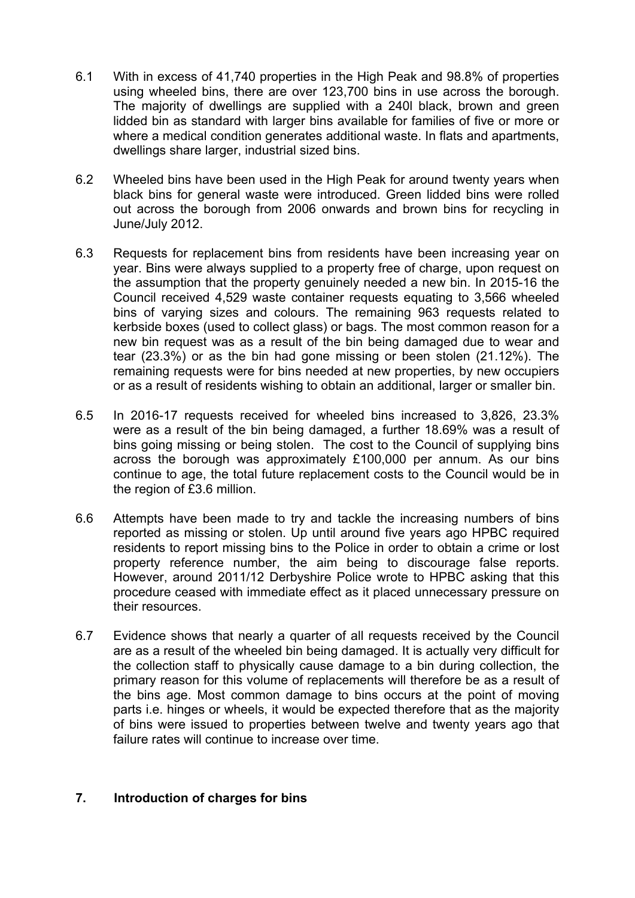6.1 With in excess of 41,740 properties in the High Peak and 98.8% of properties using wheeled bins, there are over 123,700 bins in use across the borough. The majority of dwellings are supplied with a 240l black, brown and green lidded bin as standard with larger bins available for families of five or more or where a medical condition generates additional waste. In flats and apartments, dwellings share larger, industrial sized bins.

6.2 Wheeled bins have been used in the High Peak for around twenty years when black bins for general waste were introduced. Green lidded bins were rolled out across the borough from 2006 onwards and brown bins for recycling in June/July 2012.

6.3 Requests for replacement bins from residents have been increasing year on year. Bins were always supplied to a property free of charge, upon request on the assumption that the property genuinely needed a new bin. In 2015-16 the Council received 4,529 waste container requests equating to 3,566 wheeled bins of varying sizes and colours. The remaining 963 requests related to kerbside boxes (used to collect glass) or bags. The most common reason for a new bin request was as a result of the bin being damaged due to wear and tear (23.3%) or as the bin had gone missing or been stolen (21.12%). The remaining requests were for bins needed at new properties, by new occupiers or as a result of residents wishing to obtain an additional, larger or smaller bin.

6.5 In 2016-17 requests received for wheeled bins increased to 3,826, 23.3% were as a result of the bin being damaged, a further 18.69% was a result of bins going missing or being stolen. The cost to the Council of supplying bins across the borough was approximately £100,000 per annum. As our bins continue to age, the total future replacement costs to the Council would be in the region of £3.6 million.

6.6 Attempts have been made to try and tackle the increasing numbers of bins reported as missing or stolen. Up until around five years ago HPBC required residents to report missing bins to the Police in order to obtain a crime or lost property reference number, the aim being to discourage false reports. However, around 2011/12 Derbyshire Police wrote to HPBC asking that this procedure ceased with immediate effect as it placed unnecessary pressure on their resources.

6.7 Evidence shows that nearly a quarter of all requests received by the Council are as a result of the wheeled bin being damaged. It is actually very difficult for the collection staff to physically cause damage to a bin during collection, the primary reason for this volume of replacements will therefore be as a result of the bins age. Most common damage to bins occurs at the point of moving parts i.e. hinges or wheels, it would be expected therefore that as the majority of bins were issued to properties between twelve and twenty years ago that failure rates will continue to increase over time.

## 7. Introduction of charges for bins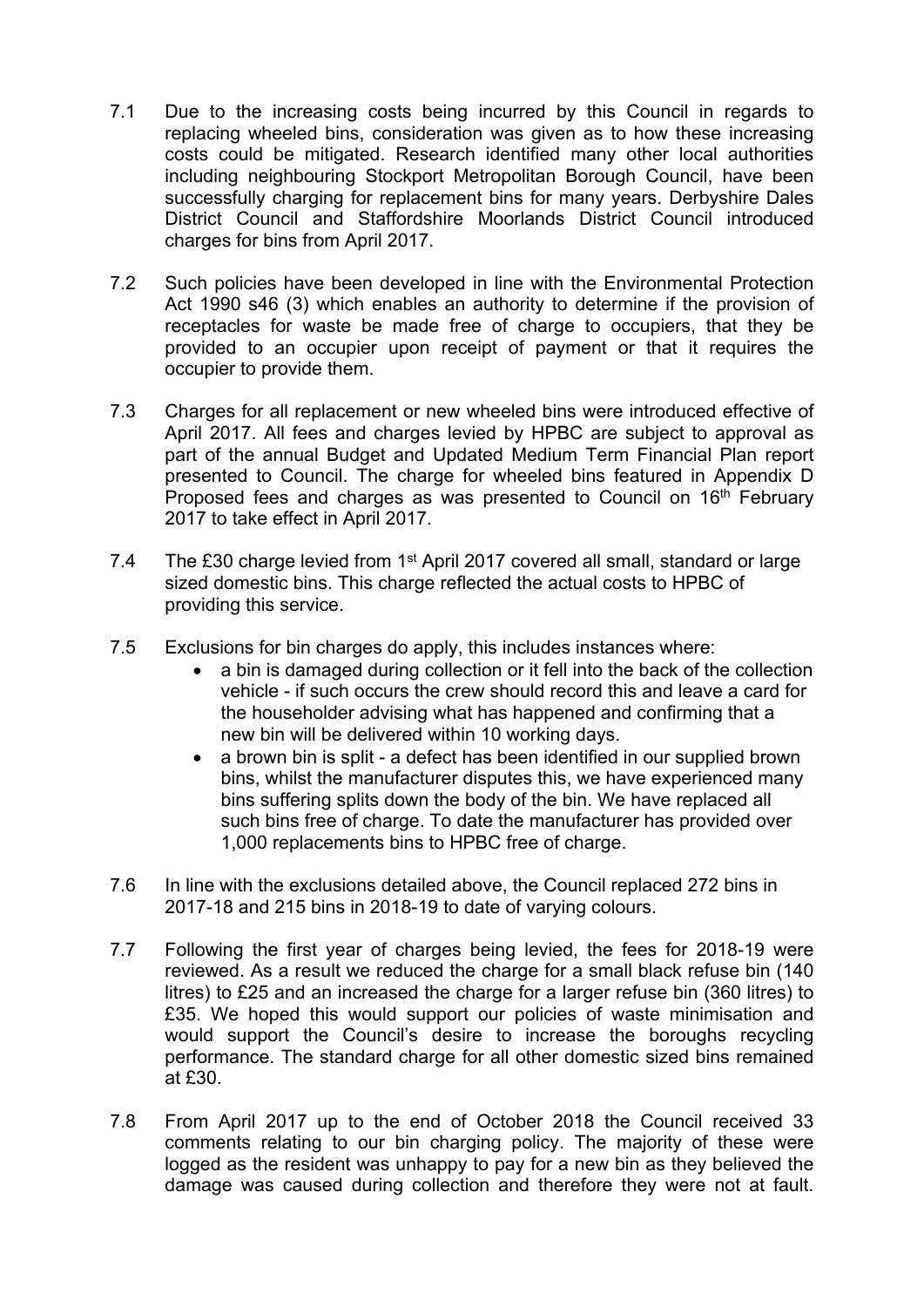7.1 Due to the increasing costs being incurred by this Council in regards to replacing wheeled bins, consideration was given as to how these increasing costs could be mitigated. Research identified many other local authorities including neighbouring Stockport Metropolitan Borough Council, have been successfully charging for replacement bins for many years. Derbyshire Dales District Council and Staffordshire Moorlands District Council introduced charges for bins from April 2017.

7.2 Such policies have been developed in line with the Environmental Protection Act 1990 s46 (3) which enables an authority to determine if the provision of receptacles for waste be made free of charge to occupiers, that they be provided to an occupier upon receipt of payment or that it requires the occupier to provide them.

7.3 Charges for all replacement or new wheeled bins were introduced effective of April 2017. All fees and charges levied by HPBC are subject to approval as part of the annual Budget and Updated Medium Term Financial Plan report presented to Council. The charge for wheeled bins featured in Appendix D Proposed fees and charges as was presented to Council on 16th February 2017 to take effect in April 2017.

7.4 The £30 charge levied from 1st April 2017 covered all small, standard or large sized domestic bins. This charge reflected the actual costs to HPBC of providing this service.

7.5 Exclusions for bin charges do apply, this includes instances where:

- a bin is damaged during collection or it fell into the back of the collection vehicle - if such occurs the crew should record this and leave a card for the householder advising what has happened and confirming that a new bin will be delivered within 10 working days.
- a brown bin is split - a defect has been identified in our supplied brown bins, whilst the manufacturer disputes this, we have experienced many bins suffering splits down the body of the bin. We have replaced all such bins free of charge. To date the manufacturer has provided over 1,000 replacements bins to HPBC free of charge.

7.6 In line with the exclusions detailed above, the Council replaced 272 bins in 2017-18 and 215 bins in 2018-19 to date of varying colours.

7.7 Following the first year of charges being levied, the fees for 2018-19 were reviewed. As a result we reduced the charge for a small black refuse bin (140 litres) to £25 and an increased the charge for a larger refuse bin (360 litres) to £35. We hoped this would support our policies of waste minimisation and would support the Council's desire to increase the boroughs recycling performance. The standard charge for all other domestic sized bins remained at £30.

7.8 From April 2017 up to the end of October 2018 the Council received 33 comments relating to our bin charging policy. The majority of these were logged as the resident was unhappy to pay for a new bin as they believed the damage was caused during collection and therefore they were not at fault.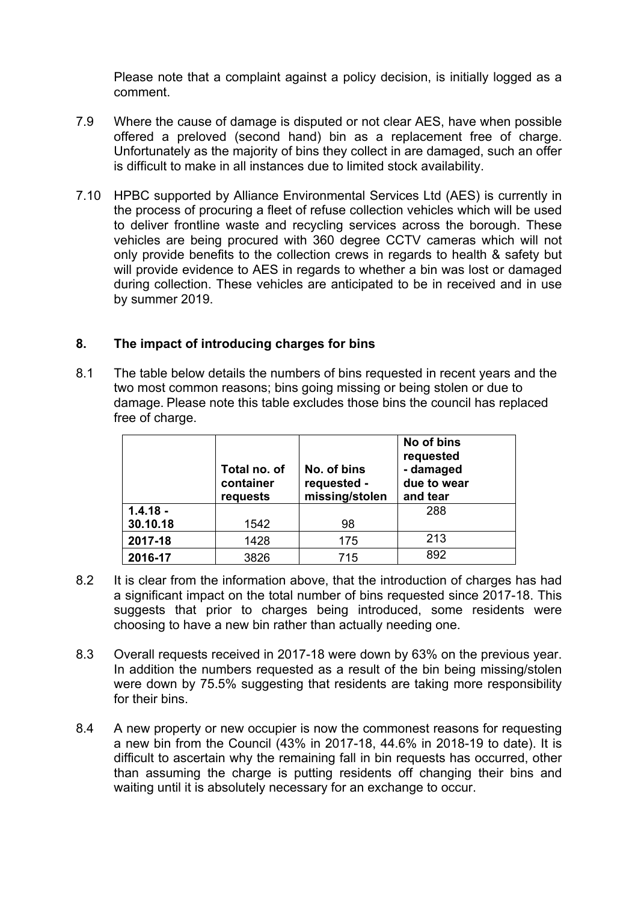Please note that a complaint against a policy decision, is initially logged as a comment.

7.9 Where the cause of damage is disputed or not clear AES, have when possible offered a preloved (second hand) bin as a replacement free of charge. Unfortunately as the majority of bins they collect in are damaged, such an offer is difficult to make in all instances due to limited stock availability.

7.10 HPBC supported by Alliance Environmental Services Ltd (AES) is currently in the process of procuring a fleet of refuse collection vehicles which will be used to deliver frontline waste and recycling services across the borough. These vehicles are being procured with 360 degree CCTV cameras which will not only provide benefits to the collection crews in regards to health & safety but will provide evidence to AES in regards to whether a bin was lost or damaged during collection. These vehicles are anticipated to be in received and in use by summer 2019.

## 8. The impact of introducing charges for bins

8.1 The table below details the numbers of bins requested in recent years and the two most common reasons; bins going missing or being stolen or due to damage. Please note this table excludes those bins the council has replaced free of charge.

| | Total no. of container requests | No. of bins requested - missing/stolen | No of bins requested - damaged due to wear and tear |
|---|---|---|---|
| **1.4.18 - 30.10.18** | 1542 | 98 | 288 |
| **2017-18** | 1428 | 175 | 213 |
| **2016-17** | 3826 | 715 | 892 |

8.2 It is clear from the information above, that the introduction of charges has had a significant impact on the total number of bins requested since 2017-18. This suggests that prior to charges being introduced, some residents were choosing to have a new bin rather than actually needing one.

8.3 Overall requests received in 2017-18 were down by 63% on the previous year. In addition the numbers requested as a result of the bin being missing/stolen were down by 75.5% suggesting that residents are taking more responsibility for their bins.

8.4 A new property or new occupier is now the commonest reasons for requesting a new bin from the Council (43% in 2017-18, 44.6% in 2018-19 to date). It is difficult to ascertain why the remaining fall in bin requests has occurred, other than assuming the charge is putting residents off changing their bins and waiting until it is absolutely necessary for an exchange to occur.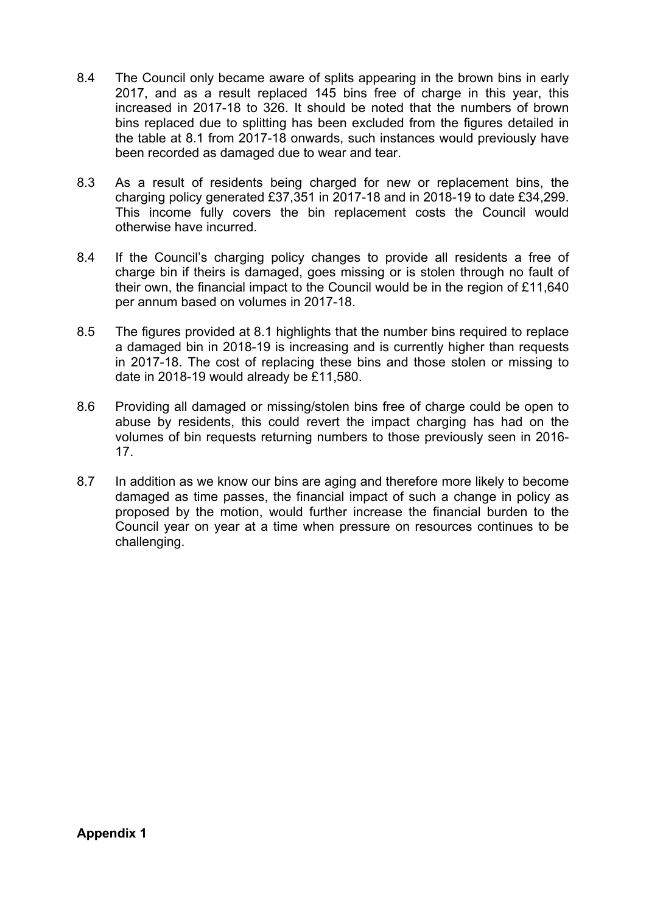8.4 The Council only became aware of splits appearing in the brown bins in early 2017, and as a result replaced 145 bins free of charge in this year, this increased in 2017-18 to 326. It should be noted that the numbers of brown bins replaced due to splitting has been excluded from the figures detailed in the table at 8.1 from 2017-18 onwards, such instances would previously have been recorded as damaged due to wear and tear.

8.3 As a result of residents being charged for new or replacement bins, the charging policy generated £37,351 in 2017-18 and in 2018-19 to date £34,299. This income fully covers the bin replacement costs the Council would otherwise have incurred.

8.4 If the Council's charging policy changes to provide all residents a free of charge bin if theirs is damaged, goes missing or is stolen through no fault of their own, the financial impact to the Council would be in the region of £11,640 per annum based on volumes in 2017-18.

8.5 The figures provided at 8.1 highlights that the number bins required to replace a damaged bin in 2018-19 is increasing and is currently higher than requests in 2017-18. The cost of replacing these bins and those stolen or missing to date in 2018-19 would already be £11,580.

8.6 Providing all damaged or missing/stolen bins free of charge could be open to abuse by residents, this could revert the impact charging has had on the volumes of bin requests returning numbers to those previously seen in 2016-17.

8.7 In addition as we know our bins are aging and therefore more likely to become damaged as time passes, the financial impact of such a change in policy as proposed by the motion, would further increase the financial burden to the Council year on year at a time when pressure on resources continues to be challenging.

**Appendix 1**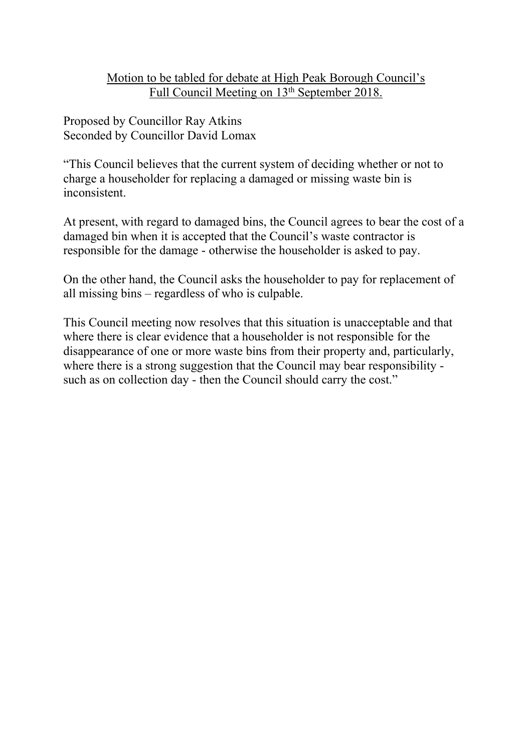<u>Motion to be tabled for debate at High Peak Borough Council's Full Council Meeting on 13th September 2018.</u>

Proposed by Councillor Ray Atkins
Seconded by Councillor David Lomax

"This Council believes that the current system of deciding whether or not to charge a householder for replacing a damaged or missing waste bin is inconsistent.

At present, with regard to damaged bins, the Council agrees to bear the cost of a damaged bin when it is accepted that the Council's waste contractor is responsible for the damage - otherwise the householder is asked to pay.

On the other hand, the Council asks the householder to pay for replacement of all missing bins – regardless of who is culpable.

This Council meeting now resolves that this situation is unacceptable and that where there is clear evidence that a householder is not responsible for the disappearance of one or more waste bins from their property and, particularly, where there is a strong suggestion that the Council may bear responsibility - such as on collection day - then the Council should carry the cost."